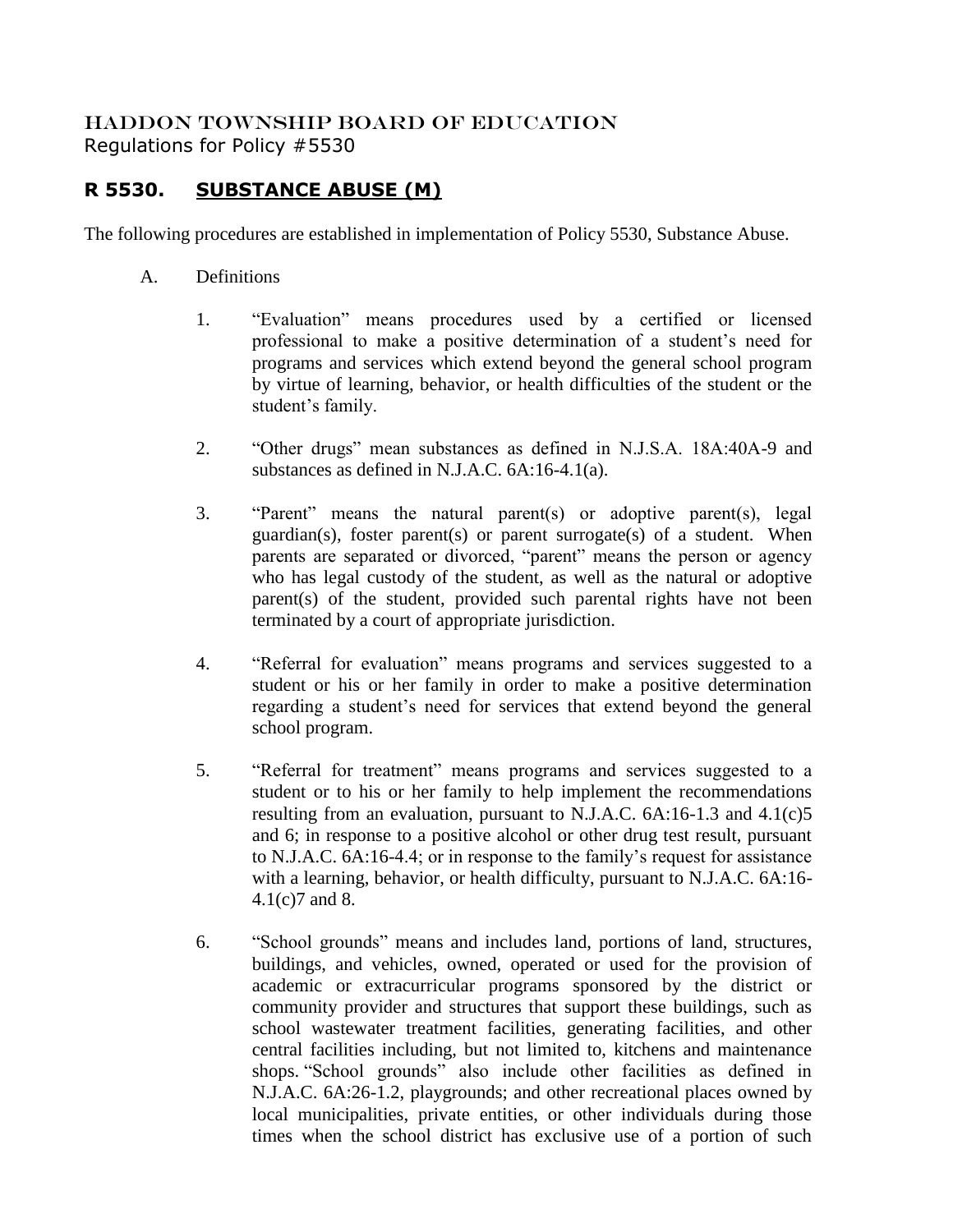HADDON TOWNSHIP BOARD OF EDUCATION
Regulations for Policy #5530

## R 5530. SUBSTANCE ABUSE (M)

The following procedures are established in implementation of Policy 5530, Substance Abuse.

A. Definitions

1. "Evaluation" means procedures used by a certified or licensed professional to make a positive determination of a student's need for programs and services which extend beyond the general school program by virtue of learning, behavior, or health difficulties of the student or the student's family.

2. "Other drugs" mean substances as defined in N.J.S.A. 18A:40A-9 and substances as defined in N.J.A.C. 6A:16-4.1(a).

3. "Parent" means the natural parent(s) or adoptive parent(s), legal guardian(s), foster parent(s) or parent surrogate(s) of a student. When parents are separated or divorced, "parent" means the person or agency who has legal custody of the student, as well as the natural or adoptive parent(s) of the student, provided such parental rights have not been terminated by a court of appropriate jurisdiction.

4. "Referral for evaluation" means programs and services suggested to a student or his or her family in order to make a positive determination regarding a student's need for services that extend beyond the general school program.

5. "Referral for treatment" means programs and services suggested to a student or to his or her family to help implement the recommendations resulting from an evaluation, pursuant to N.J.A.C. 6A:16-1.3 and 4.1(c)5 and 6; in response to a positive alcohol or other drug test result, pursuant to N.J.A.C. 6A:16-4.4; or in response to the family's request for assistance with a learning, behavior, or health difficulty, pursuant to N.J.A.C. 6A:16-4.1(c)7 and 8.

6. "School grounds" means and includes land, portions of land, structures, buildings, and vehicles, owned, operated or used for the provision of academic or extracurricular programs sponsored by the district or community provider and structures that support these buildings, such as school wastewater treatment facilities, generating facilities, and other central facilities including, but not limited to, kitchens and maintenance shops. "School grounds" also include other facilities as defined in N.J.A.C. 6A:26-1.2, playgrounds; and other recreational places owned by local municipalities, private entities, or other individuals during those times when the school district has exclusive use of a portion of such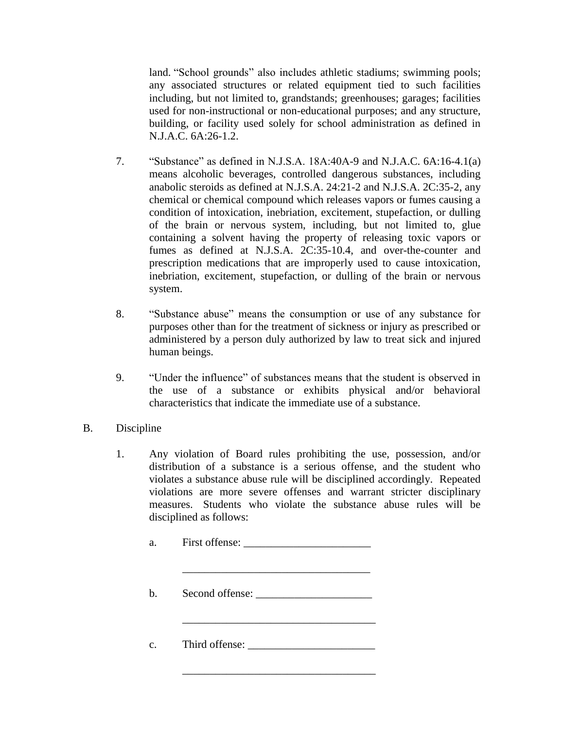land. "School grounds" also includes athletic stadiums; swimming pools; any associated structures or related equipment tied to such facilities including, but not limited to, grandstands; greenhouses; garages; facilities used for non-instructional or non-educational purposes; and any structure, building, or facility used solely for school administration as defined in N.J.A.C. 6A:26-1.2.

7. "Substance" as defined in N.J.S.A. 18A:40A-9 and N.J.A.C. 6A:16-4.1(a) means alcoholic beverages, controlled dangerous substances, including anabolic steroids as defined at N.J.S.A. 24:21-2 and N.J.S.A. 2C:35-2, any chemical or chemical compound which releases vapors or fumes causing a condition of intoxication, inebriation, excitement, stupefaction, or dulling of the brain or nervous system, including, but not limited to, glue containing a solvent having the property of releasing toxic vapors or fumes as defined at N.J.S.A. 2C:35-10.4, and over-the-counter and prescription medications that are improperly used to cause intoxication, inebriation, excitement, stupefaction, or dulling of the brain or nervous system.

8. "Substance abuse" means the consumption or use of any substance for purposes other than for the treatment of sickness or injury as prescribed or administered by a person duly authorized by law to treat sick and injured human beings.

9. "Under the influence" of substances means that the student is observed in the use of a substance or exhibits physical and/or behavioral characteristics that indicate the immediate use of a substance.

B. Discipline

1. Any violation of Board rules prohibiting the use, possession, and/or distribution of a substance is a serious offense, and the student who violates a substance abuse rule will be disciplined accordingly. Repeated violations are more severe offenses and warrant stricter disciplinary measures. Students who violate the substance abuse rules will be disciplined as follows:

   a. First offense: _______________________

      ___________________________________

   b. Second offense: _____________________

      ___________________________________

   c. Third offense: _______________________

      ___________________________________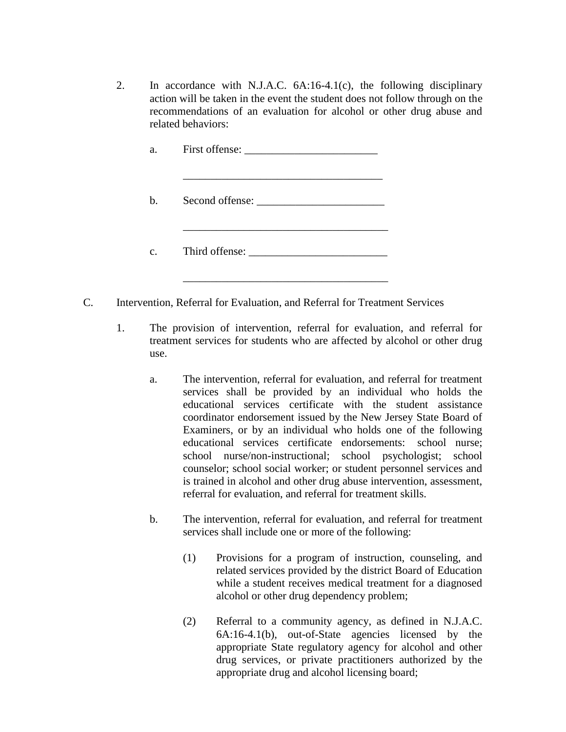2. In accordance with N.J.A.C. 6A:16-4.1(c), the following disciplinary action will be taken in the event the student does not follow through on the recommendations of an evaluation for alcohol or other drug abuse and related behaviors:

   a. First offense: ________________________

      ____________________________________

   b. Second offense: _______________________

      _____________________________________

   c. Third offense: _________________________

      _____________________________________

C. Intervention, Referral for Evaluation, and Referral for Treatment Services

1. The provision of intervention, referral for evaluation, and referral for treatment services for students who are affected by alcohol or other drug use.

   a. The intervention, referral for evaluation, and referral for treatment services shall be provided by an individual who holds the educational services certificate with the student assistance coordinator endorsement issued by the New Jersey State Board of Examiners, or by an individual who holds one of the following educational services certificate endorsements: school nurse; school nurse/non-instructional; school psychologist; school counselor; school social worker; or student personnel services and is trained in alcohol and other drug abuse intervention, assessment, referral for evaluation, and referral for treatment skills.

   b. The intervention, referral for evaluation, and referral for treatment services shall include one or more of the following:

      (1) Provisions for a program of instruction, counseling, and related services provided by the district Board of Education while a student receives medical treatment for a diagnosed alcohol or other drug dependency problem;

      (2) Referral to a community agency, as defined in N.J.A.C. 6A:16-4.1(b), out-of-State agencies licensed by the appropriate State regulatory agency for alcohol and other drug services, or private practitioners authorized by the appropriate drug and alcohol licensing board;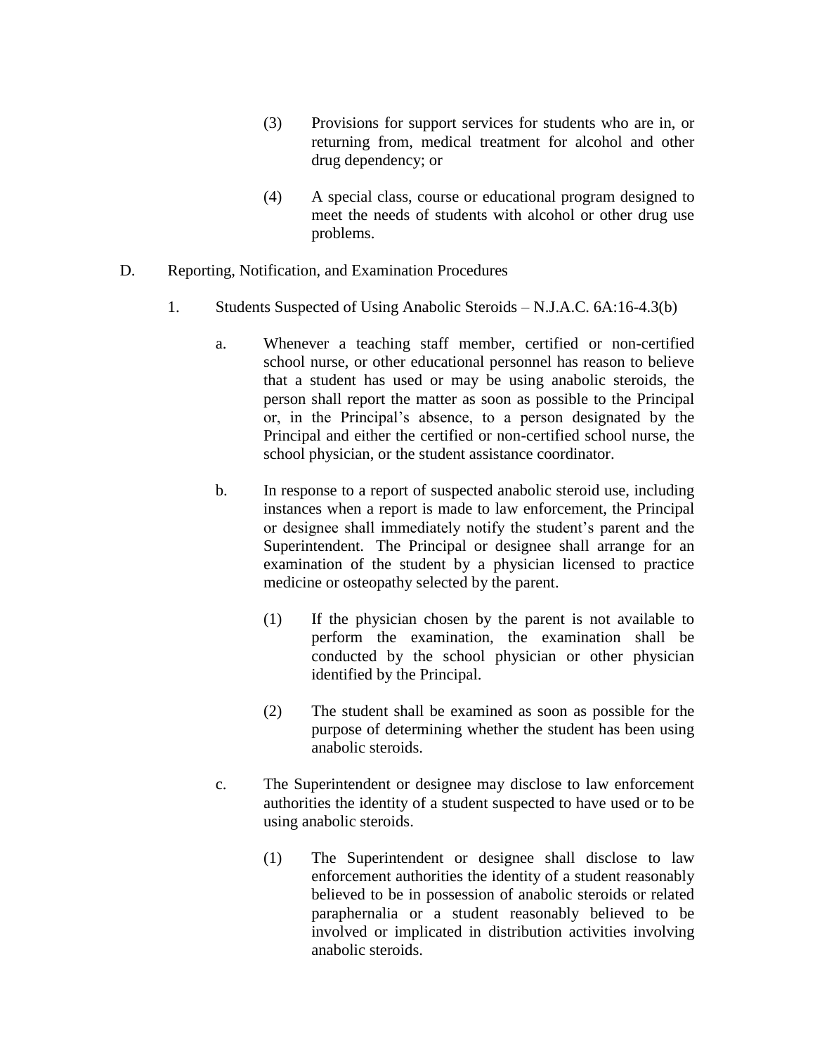(3) Provisions for support services for students who are in, or returning from, medical treatment for alcohol and other drug dependency; or

(4) A special class, course or educational program designed to meet the needs of students with alcohol or other drug use problems.

D. Reporting, Notification, and Examination Procedures

1. Students Suspected of Using Anabolic Steroids – N.J.A.C. 6A:16-4.3(b)

a. Whenever a teaching staff member, certified or non-certified school nurse, or other educational personnel has reason to believe that a student has used or may be using anabolic steroids, the person shall report the matter as soon as possible to the Principal or, in the Principal's absence, to a person designated by the Principal and either the certified or non-certified school nurse, the school physician, or the student assistance coordinator.

b. In response to a report of suspected anabolic steroid use, including instances when a report is made to law enforcement, the Principal or designee shall immediately notify the student's parent and the Superintendent. The Principal or designee shall arrange for an examination of the student by a physician licensed to practice medicine or osteopathy selected by the parent.

(1) If the physician chosen by the parent is not available to perform the examination, the examination shall be conducted by the school physician or other physician identified by the Principal.

(2) The student shall be examined as soon as possible for the purpose of determining whether the student has been using anabolic steroids.

c. The Superintendent or designee may disclose to law enforcement authorities the identity of a student suspected to have used or to be using anabolic steroids.

(1) The Superintendent or designee shall disclose to law enforcement authorities the identity of a student reasonably believed to be in possession of anabolic steroids or related paraphernalia or a student reasonably believed to be involved or implicated in distribution activities involving anabolic steroids.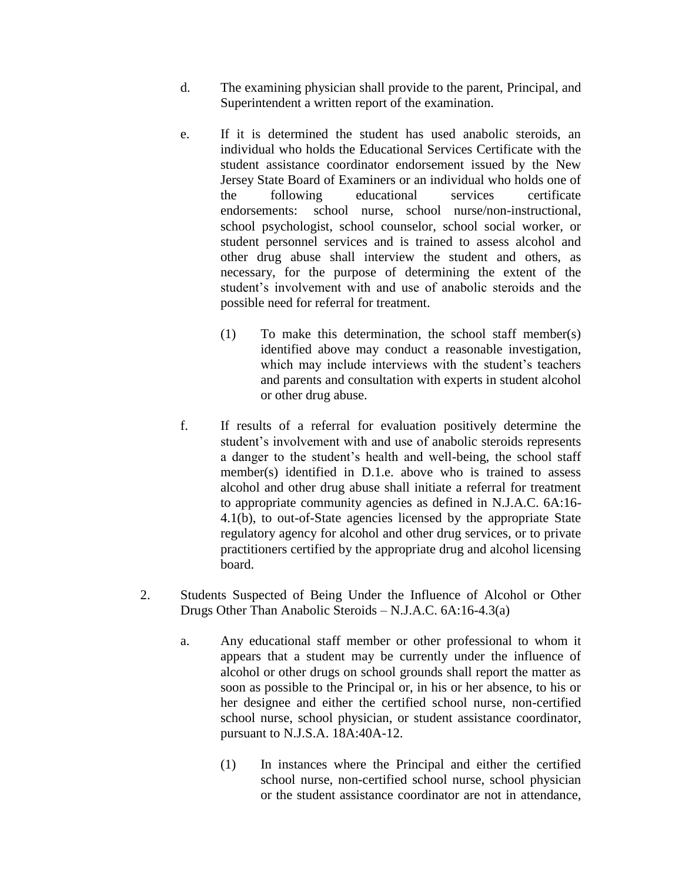d. The examining physician shall provide to the parent, Principal, and Superintendent a written report of the examination.

e. If it is determined the student has used anabolic steroids, an individual who holds the Educational Services Certificate with the student assistance coordinator endorsement issued by the New Jersey State Board of Examiners or an individual who holds one of the following educational services certificate endorsements: school nurse, school nurse/non-instructional, school psychologist, school counselor, school social worker, or student personnel services and is trained to assess alcohol and other drug abuse shall interview the student and others, as necessary, for the purpose of determining the extent of the student's involvement with and use of anabolic steroids and the possible need for referral for treatment.

(1) To make this determination, the school staff member(s) identified above may conduct a reasonable investigation, which may include interviews with the student's teachers and parents and consultation with experts in student alcohol or other drug abuse.

f. If results of a referral for evaluation positively determine the student's involvement with and use of anabolic steroids represents a danger to the student's health and well-being, the school staff member(s) identified in D.1.e. above who is trained to assess alcohol and other drug abuse shall initiate a referral for treatment to appropriate community agencies as defined in N.J.A.C. 6A:16-4.1(b), to out-of-State agencies licensed by the appropriate State regulatory agency for alcohol and other drug services, or to private practitioners certified by the appropriate drug and alcohol licensing board.

2. Students Suspected of Being Under the Influence of Alcohol or Other Drugs Other Than Anabolic Steroids – N.J.A.C. 6A:16-4.3(a)

a. Any educational staff member or other professional to whom it appears that a student may be currently under the influence of alcohol or other drugs on school grounds shall report the matter as soon as possible to the Principal or, in his or her absence, to his or her designee and either the certified school nurse, non-certified school nurse, school physician, or student assistance coordinator, pursuant to N.J.S.A. 18A:40A-12.

(1) In instances where the Principal and either the certified school nurse, non-certified school nurse, school physician or the student assistance coordinator are not in attendance,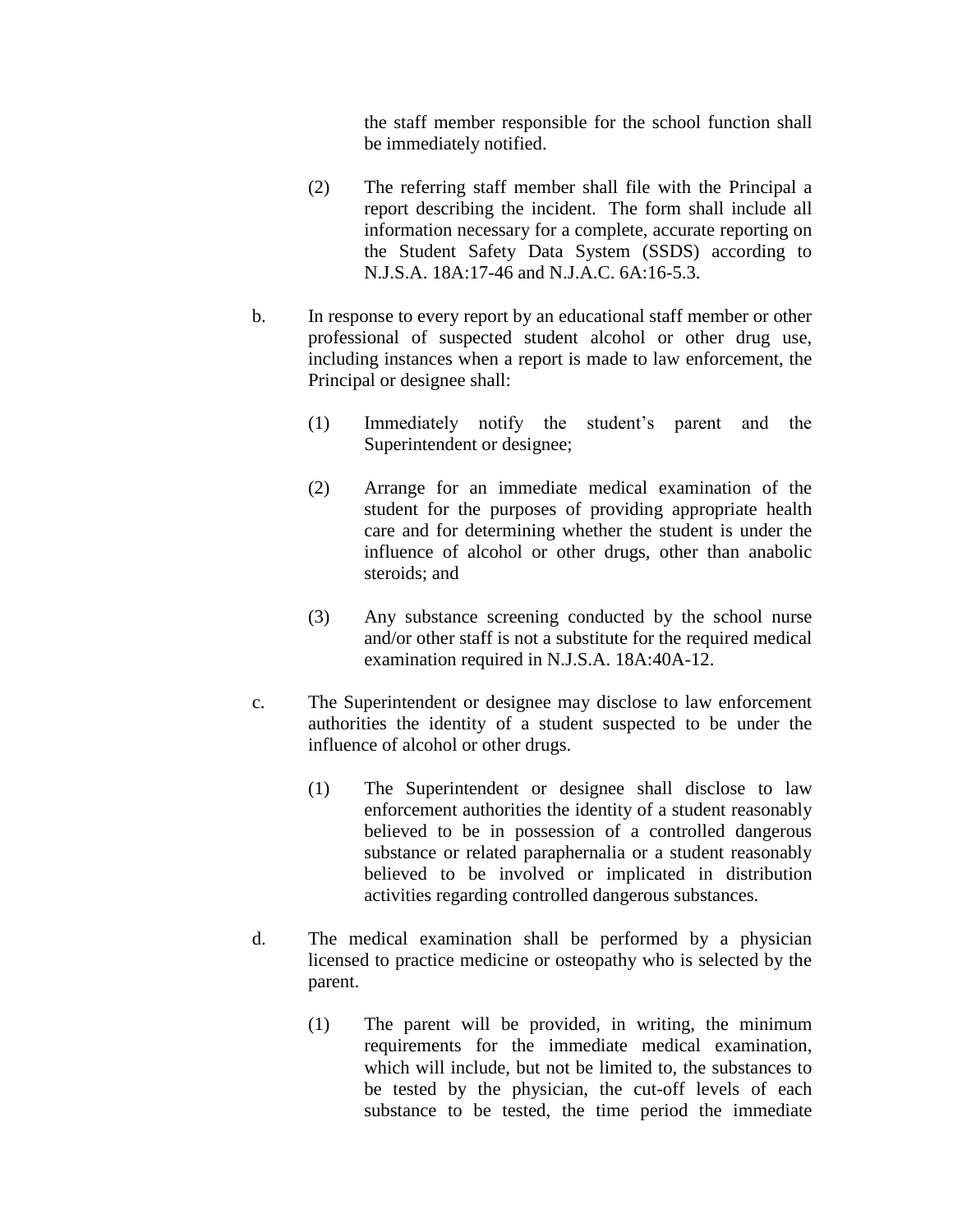the staff member responsible for the school function shall be immediately notified.

(2) The referring staff member shall file with the Principal a report describing the incident. The form shall include all information necessary for a complete, accurate reporting on the Student Safety Data System (SSDS) according to N.J.S.A. 18A:17-46 and N.J.A.C. 6A:16-5.3.

b. In response to every report by an educational staff member or other professional of suspected student alcohol or other drug use, including instances when a report is made to law enforcement, the Principal or designee shall:

(1) Immediately notify the student's parent and the Superintendent or designee;

(2) Arrange for an immediate medical examination of the student for the purposes of providing appropriate health care and for determining whether the student is under the influence of alcohol or other drugs, other than anabolic steroids; and

(3) Any substance screening conducted by the school nurse and/or other staff is not a substitute for the required medical examination required in N.J.S.A. 18A:40A-12.

c. The Superintendent or designee may disclose to law enforcement authorities the identity of a student suspected to be under the influence of alcohol or other drugs.

(1) The Superintendent or designee shall disclose to law enforcement authorities the identity of a student reasonably believed to be in possession of a controlled dangerous substance or related paraphernalia or a student reasonably believed to be involved or implicated in distribution activities regarding controlled dangerous substances.

d. The medical examination shall be performed by a physician licensed to practice medicine or osteopathy who is selected by the parent.

(1) The parent will be provided, in writing, the minimum requirements for the immediate medical examination, which will include, but not be limited to, the substances to be tested by the physician, the cut-off levels of each substance to be tested, the time period the immediate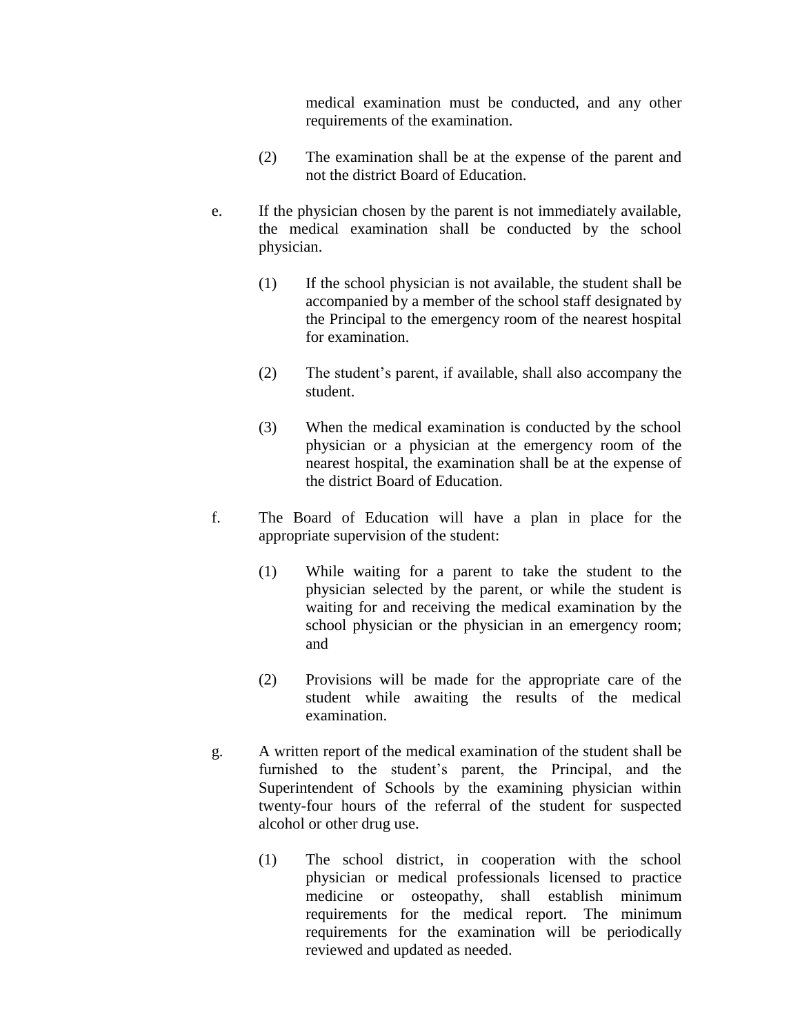medical examination must be conducted, and any other requirements of the examination.

(2) The examination shall be at the expense of the parent and not the district Board of Education.

e. If the physician chosen by the parent is not immediately available, the medical examination shall be conducted by the school physician.

   (1) If the school physician is not available, the student shall be accompanied by a member of the school staff designated by the Principal to the emergency room of the nearest hospital for examination.

   (2) The student's parent, if available, shall also accompany the student.

   (3) When the medical examination is conducted by the school physician or a physician at the emergency room of the nearest hospital, the examination shall be at the expense of the district Board of Education.

f. The Board of Education will have a plan in place for the appropriate supervision of the student:

   (1) While waiting for a parent to take the student to the physician selected by the parent, or while the student is waiting for and receiving the medical examination by the school physician or the physician in an emergency room; and

   (2) Provisions will be made for the appropriate care of the student while awaiting the results of the medical examination.

g. A written report of the medical examination of the student shall be furnished to the student's parent, the Principal, and the Superintendent of Schools by the examining physician within twenty-four hours of the referral of the student for suspected alcohol or other drug use.

   (1) The school district, in cooperation with the school physician or medical professionals licensed to practice medicine or osteopathy, shall establish minimum requirements for the medical report. The minimum requirements for the examination will be periodically reviewed and updated as needed.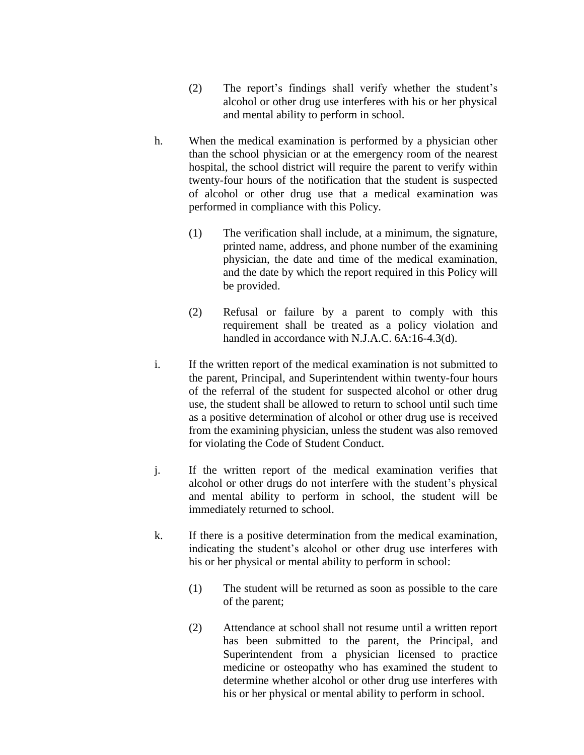(2) The report's findings shall verify whether the student's alcohol or other drug use interferes with his or her physical and mental ability to perform in school.

h. When the medical examination is performed by a physician other than the school physician or at the emergency room of the nearest hospital, the school district will require the parent to verify within twenty-four hours of the notification that the student is suspected of alcohol or other drug use that a medical examination was performed in compliance with this Policy.

(1) The verification shall include, at a minimum, the signature, printed name, address, and phone number of the examining physician, the date and time of the medical examination, and the date by which the report required in this Policy will be provided.

(2) Refusal or failure by a parent to comply with this requirement shall be treated as a policy violation and handled in accordance with N.J.A.C. 6A:16-4.3(d).

i. If the written report of the medical examination is not submitted to the parent, Principal, and Superintendent within twenty-four hours of the referral of the student for suspected alcohol or other drug use, the student shall be allowed to return to school until such time as a positive determination of alcohol or other drug use is received from the examining physician, unless the student was also removed for violating the Code of Student Conduct.

j. If the written report of the medical examination verifies that alcohol or other drugs do not interfere with the student's physical and mental ability to perform in school, the student will be immediately returned to school.

k. If there is a positive determination from the medical examination, indicating the student's alcohol or other drug use interferes with his or her physical or mental ability to perform in school:

(1) The student will be returned as soon as possible to the care of the parent;

(2) Attendance at school shall not resume until a written report has been submitted to the parent, the Principal, and Superintendent from a physician licensed to practice medicine or osteopathy who has examined the student to determine whether alcohol or other drug use interferes with his or her physical or mental ability to perform in school.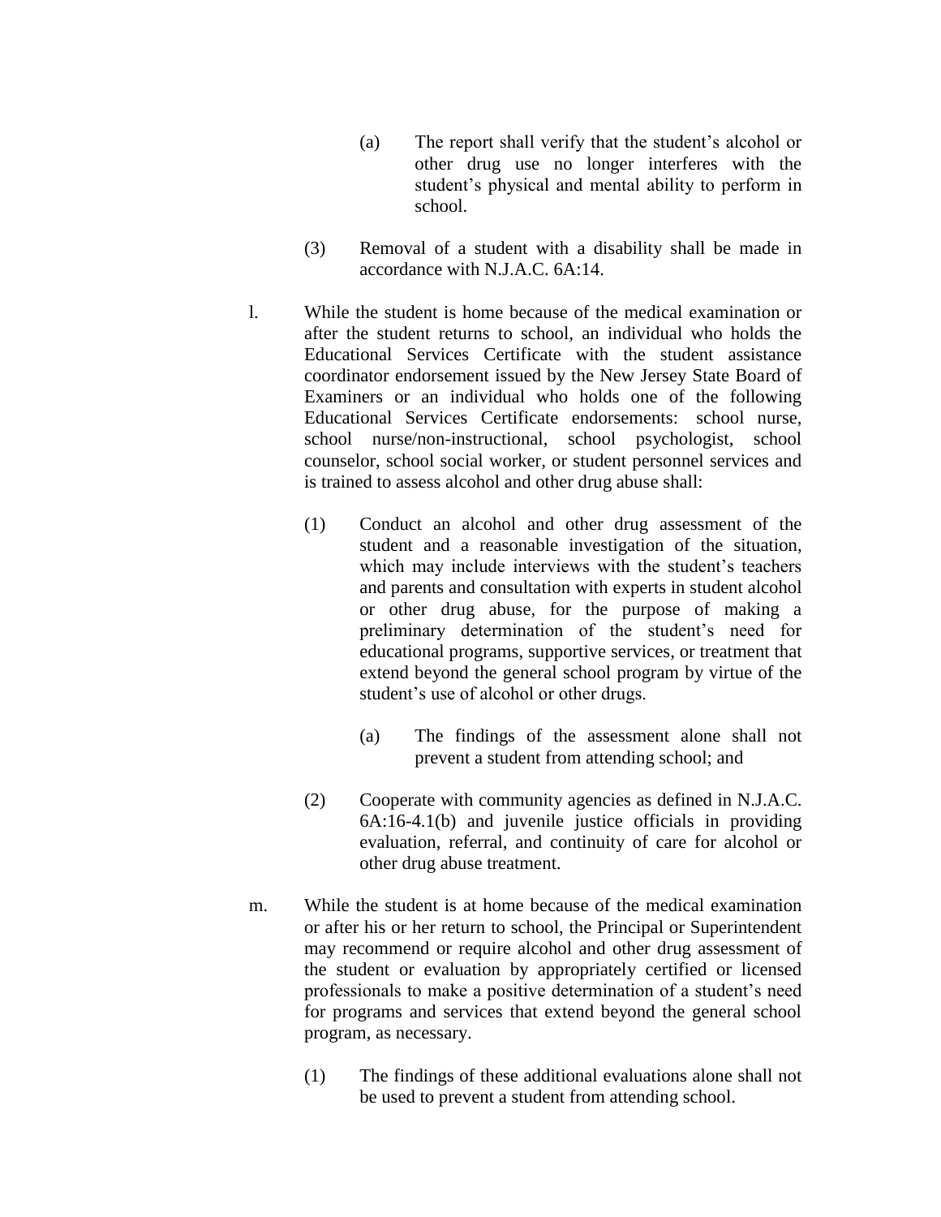(a) The report shall verify that the student's alcohol or other drug use no longer interferes with the student's physical and mental ability to perform in school.

(3) Removal of a student with a disability shall be made in accordance with N.J.A.C. 6A:14.

l. While the student is home because of the medical examination or after the student returns to school, an individual who holds the Educational Services Certificate with the student assistance coordinator endorsement issued by the New Jersey State Board of Examiners or an individual who holds one of the following Educational Services Certificate endorsements: school nurse, school nurse/non-instructional, school psychologist, school counselor, school social worker, or student personnel services and is trained to assess alcohol and other drug abuse shall:

(1) Conduct an alcohol and other drug assessment of the student and a reasonable investigation of the situation, which may include interviews with the student's teachers and parents and consultation with experts in student alcohol or other drug abuse, for the purpose of making a preliminary determination of the student's need for educational programs, supportive services, or treatment that extend beyond the general school program by virtue of the student's use of alcohol or other drugs.

(a) The findings of the assessment alone shall not prevent a student from attending school; and

(2) Cooperate with community agencies as defined in N.J.A.C. 6A:16-4.1(b) and juvenile justice officials in providing evaluation, referral, and continuity of care for alcohol or other drug abuse treatment.

m. While the student is at home because of the medical examination or after his or her return to school, the Principal or Superintendent may recommend or require alcohol and other drug assessment of the student or evaluation by appropriately certified or licensed professionals to make a positive determination of a student's need for programs and services that extend beyond the general school program, as necessary.

(1) The findings of these additional evaluations alone shall not be used to prevent a student from attending school.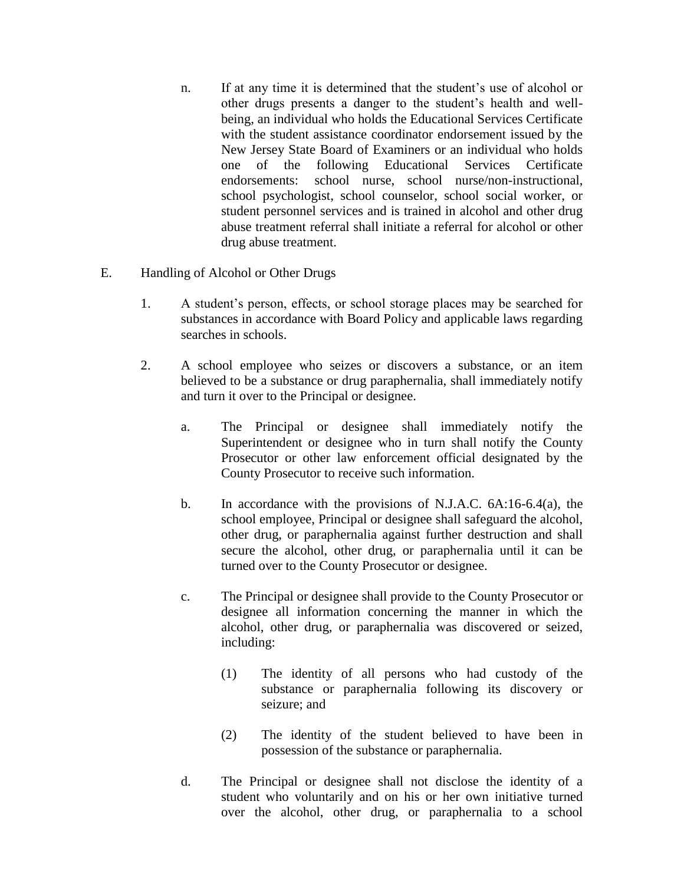n. If at any time it is determined that the student's use of alcohol or other drugs presents a danger to the student's health and well-being, an individual who holds the Educational Services Certificate with the student assistance coordinator endorsement issued by the New Jersey State Board of Examiners or an individual who holds one of the following Educational Services Certificate endorsements: school nurse, school nurse/non-instructional, school psychologist, school counselor, school social worker, or student personnel services and is trained in alcohol and other drug abuse treatment referral shall initiate a referral for alcohol or other drug abuse treatment.

E. Handling of Alcohol or Other Drugs

1. A student's person, effects, or school storage places may be searched for substances in accordance with Board Policy and applicable laws regarding searches in schools.

2. A school employee who seizes or discovers a substance, or an item believed to be a substance or drug paraphernalia, shall immediately notify and turn it over to the Principal or designee.

   a. The Principal or designee shall immediately notify the Superintendent or designee who in turn shall notify the County Prosecutor or other law enforcement official designated by the County Prosecutor to receive such information.

   b. In accordance with the provisions of N.J.A.C. 6A:16-6.4(a), the school employee, Principal or designee shall safeguard the alcohol, other drug, or paraphernalia against further destruction and shall secure the alcohol, other drug, or paraphernalia until it can be turned over to the County Prosecutor or designee.

   c. The Principal or designee shall provide to the County Prosecutor or designee all information concerning the manner in which the alcohol, other drug, or paraphernalia was discovered or seized, including:

      (1) The identity of all persons who had custody of the substance or paraphernalia following its discovery or seizure; and

      (2) The identity of the student believed to have been in possession of the substance or paraphernalia.

   d. The Principal or designee shall not disclose the identity of a student who voluntarily and on his or her own initiative turned over the alcohol, other drug, or paraphernalia to a school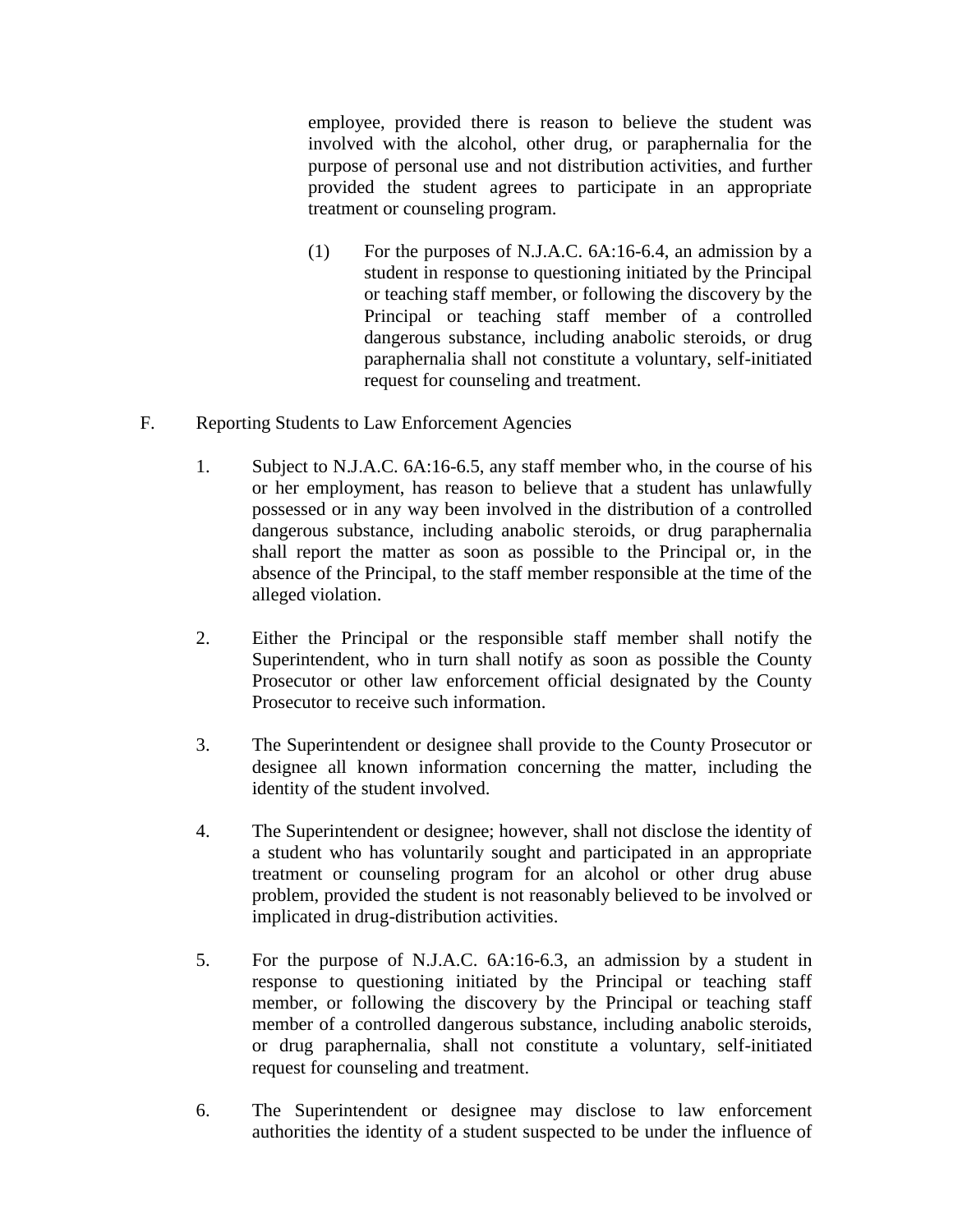employee, provided there is reason to believe the student was involved with the alcohol, other drug, or paraphernalia for the purpose of personal use and not distribution activities, and further provided the student agrees to participate in an appropriate treatment or counseling program.

(1) For the purposes of N.J.A.C. 6A:16-6.4, an admission by a student in response to questioning initiated by the Principal or teaching staff member, or following the discovery by the Principal or teaching staff member of a controlled dangerous substance, including anabolic steroids, or drug paraphernalia shall not constitute a voluntary, self-initiated request for counseling and treatment.

F. Reporting Students to Law Enforcement Agencies

1. Subject to N.J.A.C. 6A:16-6.5, any staff member who, in the course of his or her employment, has reason to believe that a student has unlawfully possessed or in any way been involved in the distribution of a controlled dangerous substance, including anabolic steroids, or drug paraphernalia shall report the matter as soon as possible to the Principal or, in the absence of the Principal, to the staff member responsible at the time of the alleged violation.

2. Either the Principal or the responsible staff member shall notify the Superintendent, who in turn shall notify as soon as possible the County Prosecutor or other law enforcement official designated by the County Prosecutor to receive such information.

3. The Superintendent or designee shall provide to the County Prosecutor or designee all known information concerning the matter, including the identity of the student involved.

4. The Superintendent or designee; however, shall not disclose the identity of a student who has voluntarily sought and participated in an appropriate treatment or counseling program for an alcohol or other drug abuse problem, provided the student is not reasonably believed to be involved or implicated in drug-distribution activities.

5. For the purpose of N.J.A.C. 6A:16-6.3, an admission by a student in response to questioning initiated by the Principal or teaching staff member, or following the discovery by the Principal or teaching staff member of a controlled dangerous substance, including anabolic steroids, or drug paraphernalia, shall not constitute a voluntary, self-initiated request for counseling and treatment.

6. The Superintendent or designee may disclose to law enforcement authorities the identity of a student suspected to be under the influence of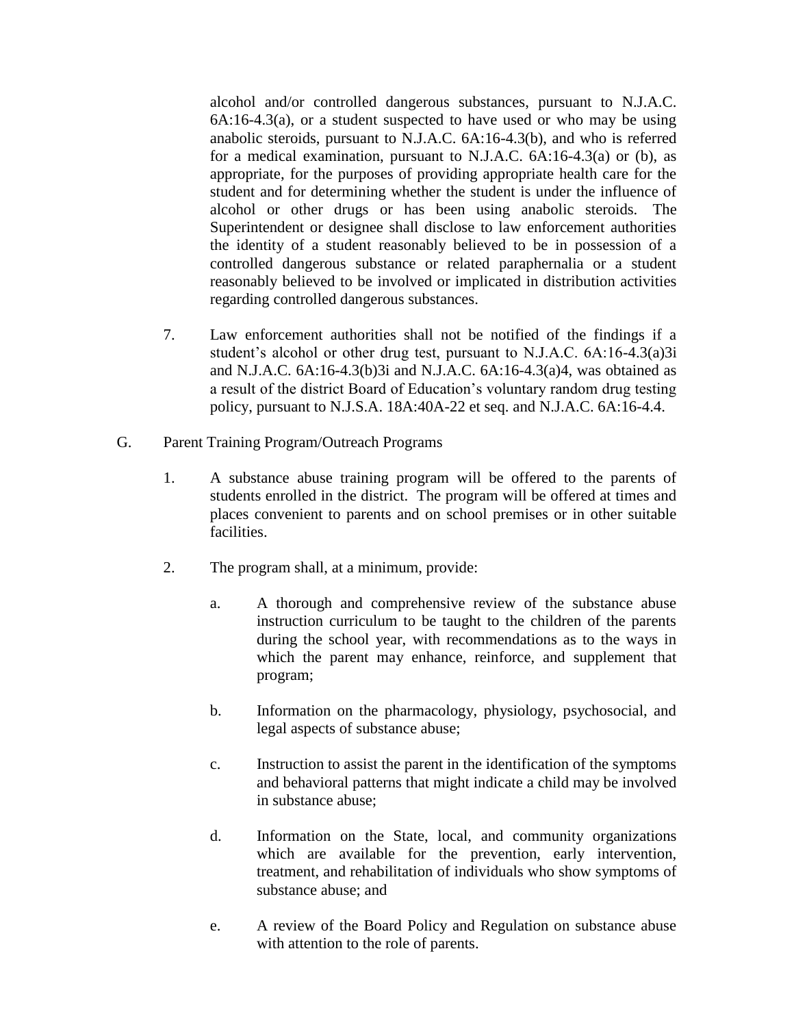alcohol and/or controlled dangerous substances, pursuant to N.J.A.C. 6A:16-4.3(a), or a student suspected to have used or who may be using anabolic steroids, pursuant to N.J.A.C. 6A:16-4.3(b), and who is referred for a medical examination, pursuant to N.J.A.C. 6A:16-4.3(a) or (b), as appropriate, for the purposes of providing appropriate health care for the student and for determining whether the student is under the influence of alcohol or other drugs or has been using anabolic steroids. The Superintendent or designee shall disclose to law enforcement authorities the identity of a student reasonably believed to be in possession of a controlled dangerous substance or related paraphernalia or a student reasonably believed to be involved or implicated in distribution activities regarding controlled dangerous substances.

7. Law enforcement authorities shall not be notified of the findings if a student's alcohol or other drug test, pursuant to N.J.A.C. 6A:16-4.3(a)3i and N.J.A.C. 6A:16-4.3(b)3i and N.J.A.C. 6A:16-4.3(a)4, was obtained as a result of the district Board of Education's voluntary random drug testing policy, pursuant to N.J.S.A. 18A:40A-22 et seq. and N.J.A.C. 6A:16-4.4.

G. Parent Training Program/Outreach Programs

1. A substance abuse training program will be offered to the parents of students enrolled in the district. The program will be offered at times and places convenient to parents and on school premises or in other suitable facilities.

2. The program shall, at a minimum, provide:

   a. A thorough and comprehensive review of the substance abuse instruction curriculum to be taught to the children of the parents during the school year, with recommendations as to the ways in which the parent may enhance, reinforce, and supplement that program;

   b. Information on the pharmacology, physiology, psychosocial, and legal aspects of substance abuse;

   c. Instruction to assist the parent in the identification of the symptoms and behavioral patterns that might indicate a child may be involved in substance abuse;

   d. Information on the State, local, and community organizations which are available for the prevention, early intervention, treatment, and rehabilitation of individuals who show symptoms of substance abuse; and

   e. A review of the Board Policy and Regulation on substance abuse with attention to the role of parents.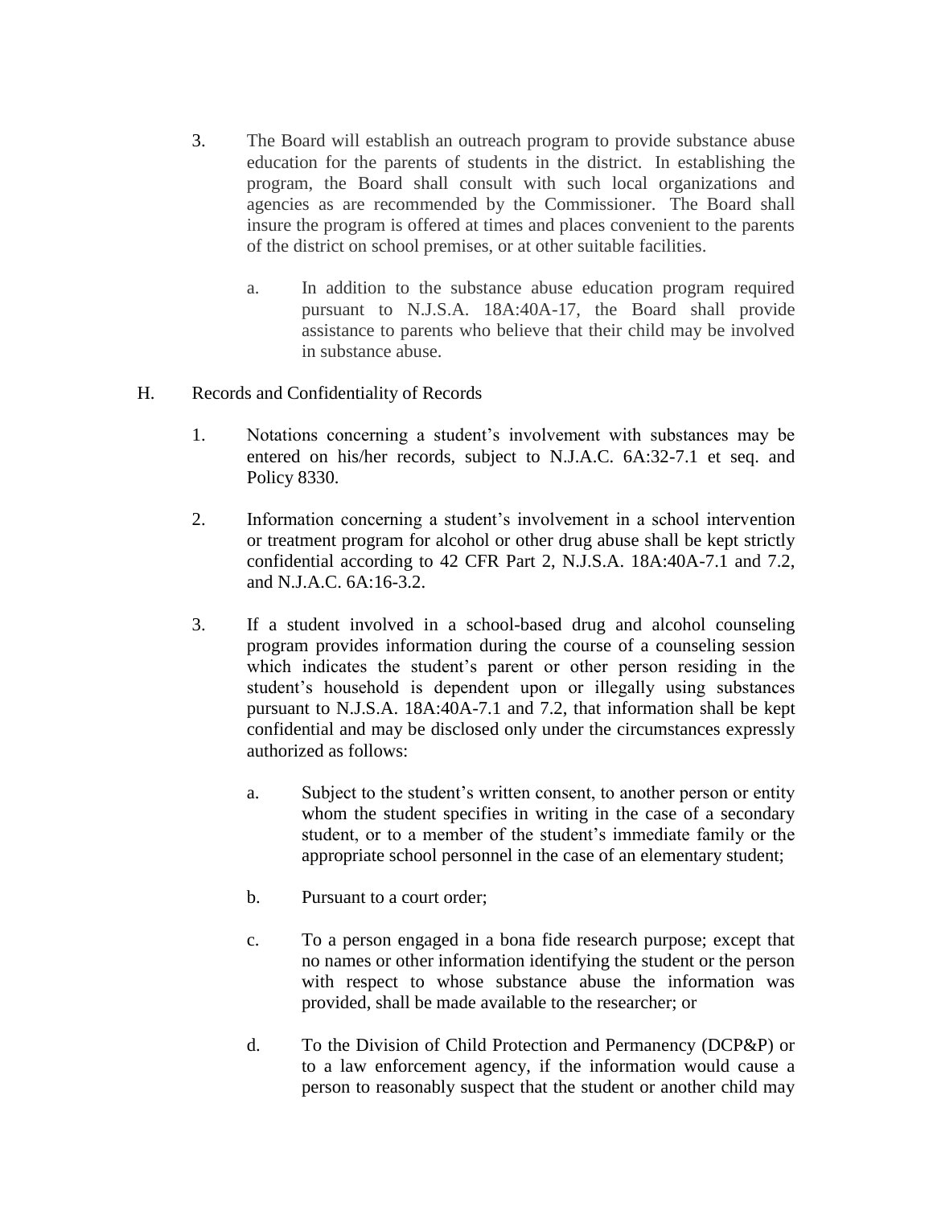3. The Board will establish an outreach program to provide substance abuse education for the parents of students in the district. In establishing the program, the Board shall consult with such local organizations and agencies as are recommended by the Commissioner. The Board shall insure the program is offered at times and places convenient to the parents of the district on school premises, or at other suitable facilities.

   a. In addition to the substance abuse education program required pursuant to N.J.S.A. 18A:40A-17, the Board shall provide assistance to parents who believe that their child may be involved in substance abuse.

H. Records and Confidentiality of Records

   1. Notations concerning a student's involvement with substances may be entered on his/her records, subject to N.J.A.C. 6A:32-7.1 et seq. and Policy 8330.

   2. Information concerning a student's involvement in a school intervention or treatment program for alcohol or other drug abuse shall be kept strictly confidential according to 42 CFR Part 2, N.J.S.A. 18A:40A-7.1 and 7.2, and N.J.A.C. 6A:16-3.2.

   3. If a student involved in a school-based drug and alcohol counseling program provides information during the course of a counseling session which indicates the student's parent or other person residing in the student's household is dependent upon or illegally using substances pursuant to N.J.S.A. 18A:40A-7.1 and 7.2, that information shall be kept confidential and may be disclosed only under the circumstances expressly authorized as follows:

      a. Subject to the student's written consent, to another person or entity whom the student specifies in writing in the case of a secondary student, or to a member of the student's immediate family or the appropriate school personnel in the case of an elementary student;

      b. Pursuant to a court order;

      c. To a person engaged in a bona fide research purpose; except that no names or other information identifying the student or the person with respect to whose substance abuse the information was provided, shall be made available to the researcher; or

      d. To the Division of Child Protection and Permanency (DCP&P) or to a law enforcement agency, if the information would cause a person to reasonably suspect that the student or another child may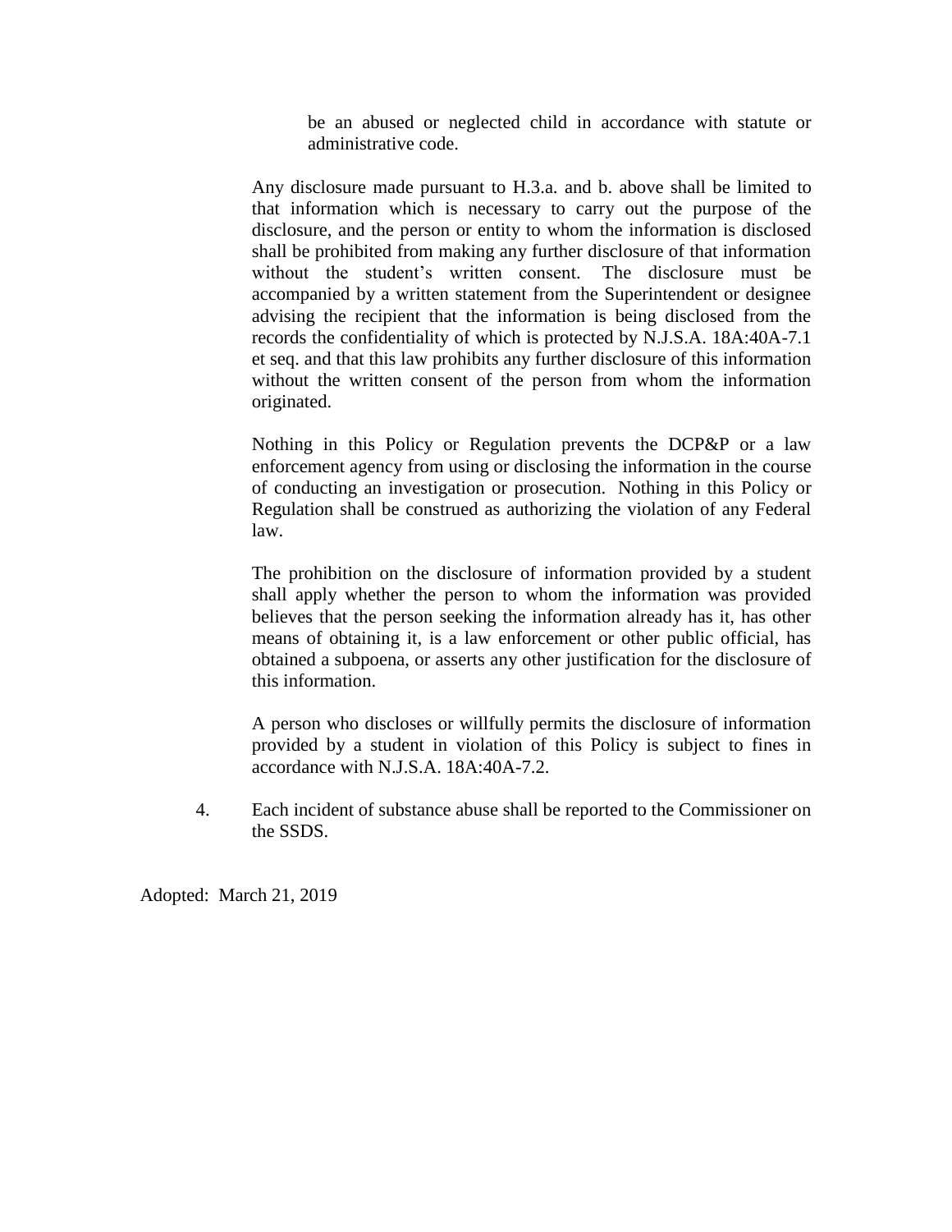be an abused or neglected child in accordance with statute or administrative code.

Any disclosure made pursuant to H.3.a. and b. above shall be limited to that information which is necessary to carry out the purpose of the disclosure, and the person or entity to whom the information is disclosed shall be prohibited from making any further disclosure of that information without the student's written consent. The disclosure must be accompanied by a written statement from the Superintendent or designee advising the recipient that the information is being disclosed from the records the confidentiality of which is protected by N.J.S.A. 18A:40A-7.1 et seq. and that this law prohibits any further disclosure of this information without the written consent of the person from whom the information originated.

Nothing in this Policy or Regulation prevents the DCP&P or a law enforcement agency from using or disclosing the information in the course of conducting an investigation or prosecution. Nothing in this Policy or Regulation shall be construed as authorizing the violation of any Federal law.

The prohibition on the disclosure of information provided by a student shall apply whether the person to whom the information was provided believes that the person seeking the information already has it, has other means of obtaining it, is a law enforcement or other public official, has obtained a subpoena, or asserts any other justification for the disclosure of this information.

A person who discloses or willfully permits the disclosure of information provided by a student in violation of this Policy is subject to fines in accordance with N.J.S.A. 18A:40A-7.2.

4. Each incident of substance abuse shall be reported to the Commissioner on the SSDS.

Adopted: March 21, 2019